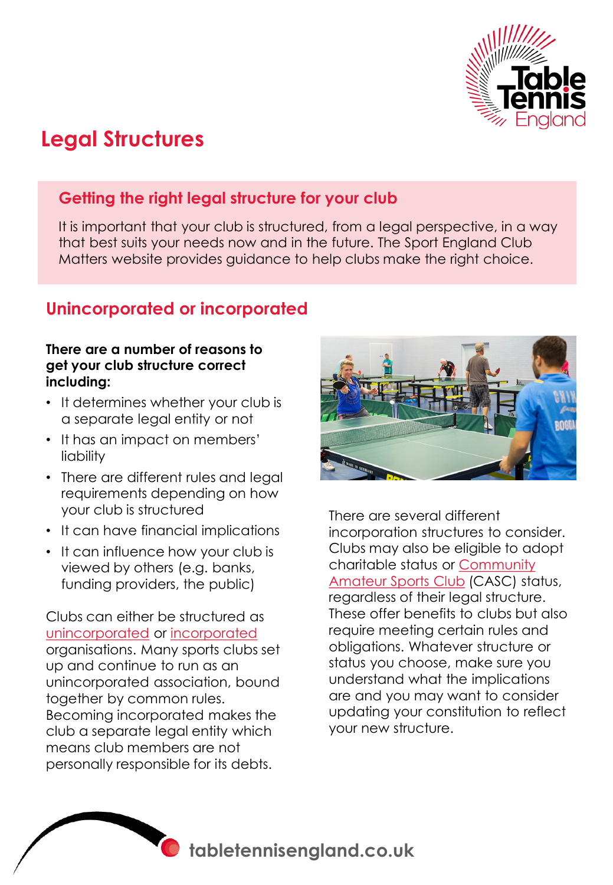# Legal Structures

## Getting the right legal structure for your club

It is important that your club is structured, from a legal perspective, in a way that best suits your needs now and in the future. The Sport England Club Matters website provides guidance to help clubs make the right choice.

## Unincorporated or incorporated

**There are a number of reasons to get your club structure correct including:**

- It determines whether your club is a separate legal entity or not
- It has an impact on members' liability
- There are different rules and legal requirements depending on how your club is structured
- It can have financial implications
- It can influence how your club is viewed by others (e.g. banks, funding providers, the public)

Clubs can either be structured as unincorporated or incorporated organisations. Many sports clubs set up and continue to run as an unincorporated association, bound together by common rules. Becoming incorporated makes the club a separate legal entity which means club members are not personally responsible for its debts.

There are several different incorporation structures to consider. Clubs may also be eligible to adopt charitable status or Community Amateur Sports Club (CASC) status, regardless of their legal structure. These offer benefits to clubs but also require meeting certain rules and obligations. Whatever structure or status you choose, make sure you understand what the implications are and you may want to consider updating your constitution to reflect your new structure.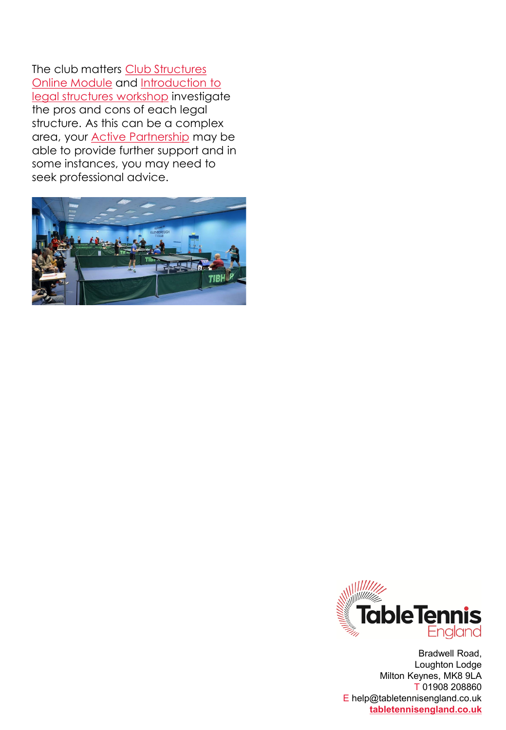The club matters Club Structures Online Module and Introduction to legal structures workshop investigate the pros and cons of each legal structure. As this can be a complex area, your Active Partnership may be able to provide further support and in some instances, you may need to seek professional advice.

Table Tennis England

Bradwell Road,
Loughton Lodge
Milton Keynes, MK8 9LA
T 01908 208860
E help@tabletennisengland.co.uk
**tabletennisengland.co.uk**